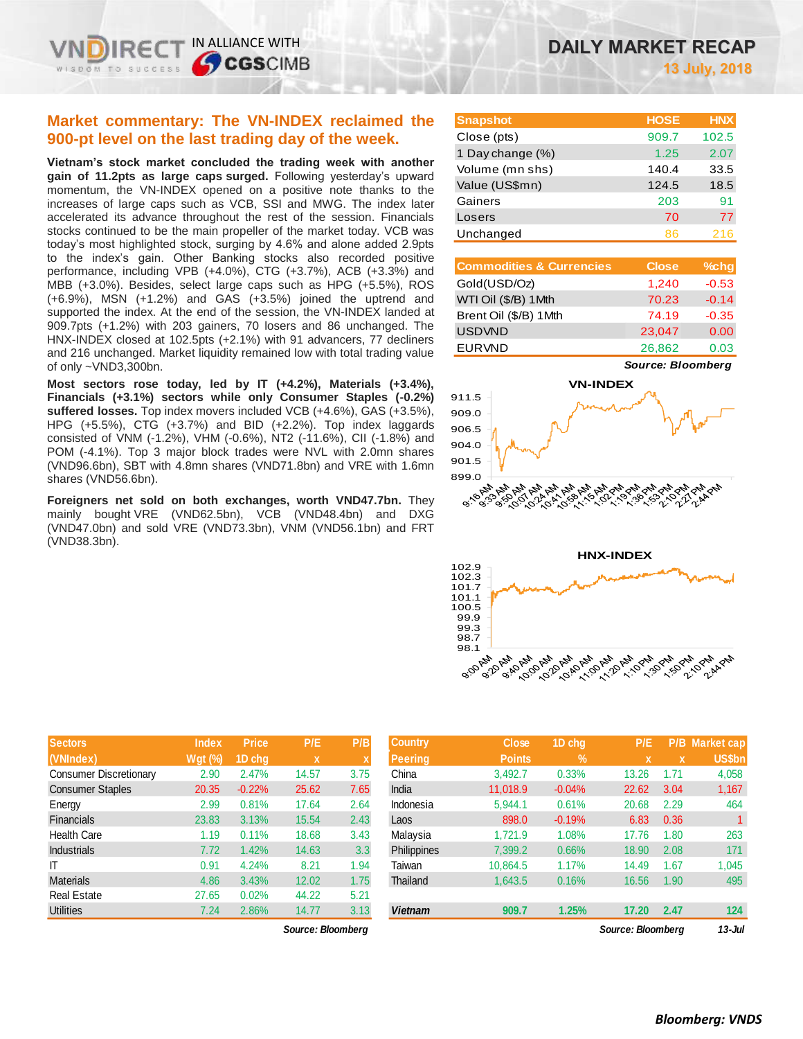# DAILY MARKET RECAP

**13 July, 2018**

## Market commentary: The VN-INDEX reclaimed the 900-pt level on the last trading day of the week.

**Vietnam's stock market concluded the trading week with another gain of 11.2pts as large caps surged.** Following yesterday's upward momentum, the VN-INDEX opened on a positive note thanks to the increases of large caps such as VCB, SSI and MWG. The index later accelerated its advance throughout the rest of the session. Financials stocks continued to be the main propeller of the market today. VCB was today's most highlighted stock, surging by 4.6% and alone added 2.9pts to the index's gain. Other Banking stocks also recorded positive performance, including VPB (+4.0%), CTG (+3.7%), ACB (+3.3%) and MBB (+3.0%). Besides, select large caps such as HPG (+5.5%), ROS (+6.9%), MSN (+1.2%) and GAS (+3.5%) joined the uptrend and supported the index. At the end of the session, the VN-INDEX landed at 909.7pts (+1.2%) with 203 gainers, 70 losers and 86 unchanged. The HNX-INDEX closed at 102.5pts (+2.1%) with 91 advancers, 77 decliners and 216 unchanged. Market liquidity remained low with total trading value of only ~VND3,300bn.

**Most sectors rose today, led by IT (+4.2%), Materials (+3.4%), Financials (+3.1%) sectors while only Consumer Staples (-0.2%) suffered losses.** Top index movers included VCB (+4.6%), GAS (+3.5%), HPG (+5.5%), CTG (+3.7%) and BID (+2.2%). Top index laggards consisted of VNM (-1.2%), VHM (-0.6%), NT2 (-11.6%), CII (-1.8%) and POM (-4.1%). Top 3 major block trades were NVL with 2.0mn shares (VND96.6bn), SBT with 4.8mn shares (VND71.8bn) and VRE with 1.6mn shares (VND56.6bn).

**Foreigners net sold on both exchanges, worth VND47.7bn.** They mainly bought VRE (VND62.5bn), VCB (VND48.4bn) and DXG (VND47.0bn) and sold VRE (VND73.3bn), VNM (VND56.1bn) and FRT (VND38.3bn).

| Snapshot | HOSE | HNX |
|---|---|---|
| Close (pts) | 909.7 | 102.5 |
| 1 Day change (%) | 1.25 | 2.07 |
| Volume (mn shs) | 140.4 | 33.5 |
| Value (US$mn) | 124.5 | 18.5 |
| Gainers | 203 | 91 |
| Losers | 70 | 77 |
| Unchanged | 86 | 216 |

| Commodities & Currencies | Close | %chg |
|---|---|---|
| Gold(USD/Oz) | 1,240 | -0.53 |
| WTI Oil ($/B) 1Mth | 70.23 | -0.14 |
| Brent Oil ($/B) 1Mth | 74.19 | -0.35 |
| USDVND | 23,047 | 0.00 |
| EURVND | 26,862 | 0.03 |

*Source: Bloomberg*

VN-INDEX

HNX-INDEX

| Sectors (VNIndex) | Index Wgt (%) | Price 1D chg | P/E x | P/B x |
|---|---|---|---|---|
| Consumer Discretionary | 2.90 | 2.47% | 14.57 | 3.75 |
| Consumer Staples | 20.35 | -0.22% | 25.62 | 7.65 |
| Energy | 2.99 | 0.81% | 17.64 | 2.64 |
| Financials | 23.83 | 3.13% | 15.54 | 2.43 |
| Health Care | 1.19 | 0.11% | 18.68 | 3.43 |
| Industrials | 7.72 | 1.42% | 14.63 | 3.3 |
| IT | 0.91 | 4.24% | 8.21 | 1.94 |
| Materials | 4.86 | 3.43% | 12.02 | 1.75 |
| Real Estate | 27.65 | 0.02% | 44.22 | 5.21 |
| Utilities | 7.24 | 2.86% | 14.77 | 3.13 |

*Source: Bloomberg*

| Country Peering | Close Points | 1D chg % | P/E x | P/B x | Market cap US$bn |
|---|---|---|---|---|---|
| China | 3,492.7 | 0.33% | 13.26 | 1.71 | 4,058 |
| India | 11,018.9 | -0.04% | 22.62 | 3.04 | 1,167 |
| Indonesia | 5,944.1 | 0.61% | 20.68 | 2.29 | 464 |
| Laos | 898.0 | -0.19% | 6.83 | 0.36 | 1 |
| Malaysia | 1,721.9 | 1.08% | 17.76 | 1.80 | 263 |
| Philippines | 7,399.2 | 0.66% | 18.90 | 2.08 | 171 |
| Taiwan | 10,864.5 | 1.17% | 14.49 | 1.67 | 1,045 |
| Thailand | 1,643.5 | 0.16% | 16.56 | 1.90 | 495 |
| **Vietnam** | **909.7** | **1.25%** | **17.20** | **2.47** | **124** |

*Source: Bloomberg* *13-Jul*

***Bloomberg: VNDS***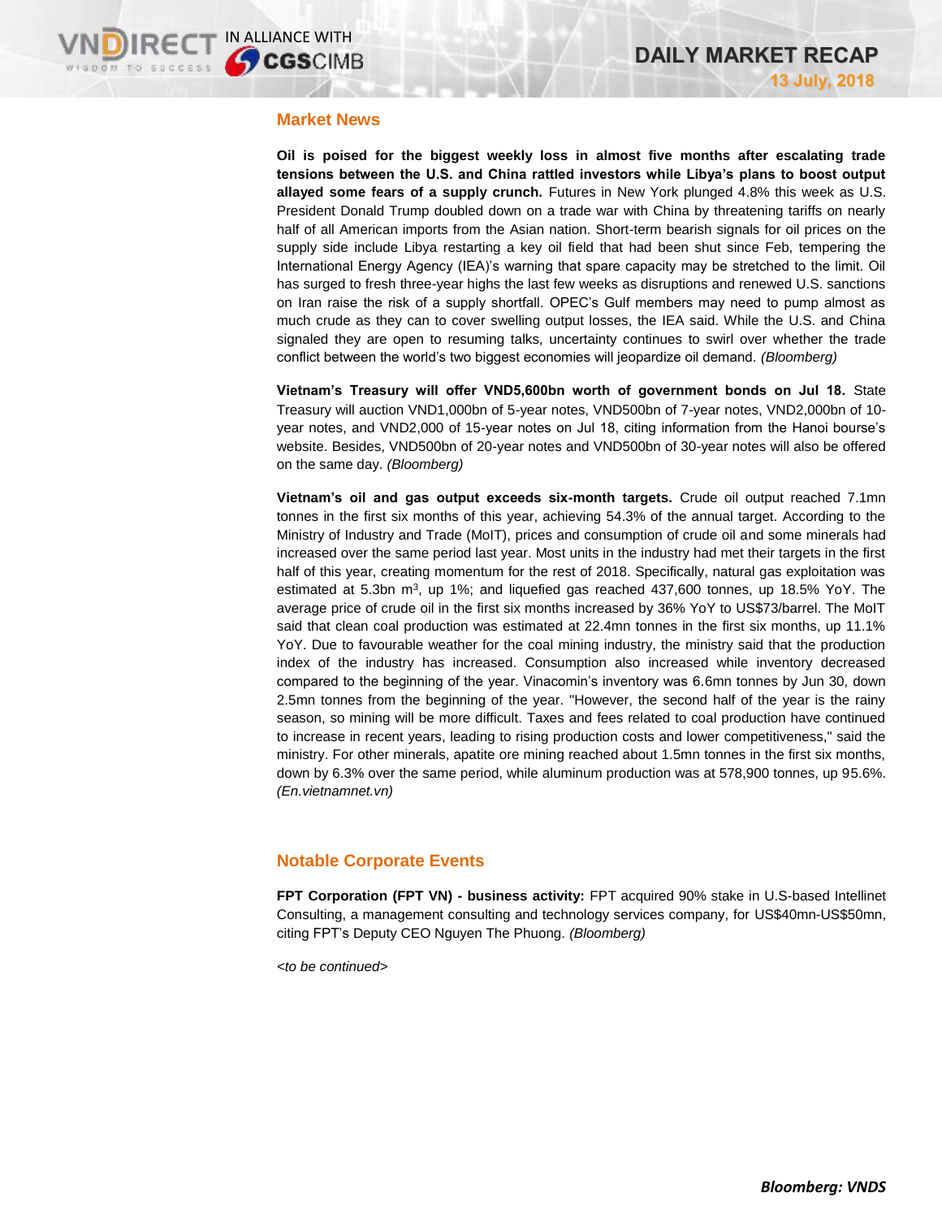## Market News

**Oil is poised for the biggest weekly loss in almost five months after escalating trade tensions between the U.S. and China rattled investors while Libya's plans to boost output allayed some fears of a supply crunch.** Futures in New York plunged 4.8% this week as U.S. President Donald Trump doubled down on a trade war with China by threatening tariffs on nearly half of all American imports from the Asian nation. Short-term bearish signals for oil prices on the supply side include Libya restarting a key oil field that had been shut since Feb, tempering the International Energy Agency (IEA)'s warning that spare capacity may be stretched to the limit. Oil has surged to fresh three-year highs the last few weeks as disruptions and renewed U.S. sanctions on Iran raise the risk of a supply shortfall. OPEC's Gulf members may need to pump almost as much crude as they can to cover swelling output losses, the IEA said. While the U.S. and China signaled they are open to resuming talks, uncertainty continues to swirl over whether the trade conflict between the world's two biggest economies will jeopardize oil demand. *(Bloomberg)*

**Vietnam's Treasury will offer VND5,600bn worth of government bonds on Jul 18.** State Treasury will auction VND1,000bn of 5-year notes, VND500bn of 7-year notes, VND2,000bn of 10-year notes, and VND2,000 of 15-year notes on Jul 18, citing information from the Hanoi bourse's website. Besides, VND500bn of 20-year notes and VND500bn of 30-year notes will also be offered on the same day. *(Bloomberg)*

**Vietnam's oil and gas output exceeds six-month targets.** Crude oil output reached 7.1mn tonnes in the first six months of this year, achieving 54.3% of the annual target. According to the Ministry of Industry and Trade (MoIT), prices and consumption of crude oil and some minerals had increased over the same period last year. Most units in the industry had met their targets in the first half of this year, creating momentum for the rest of 2018. Specifically, natural gas exploitation was estimated at 5.3bn $m^3$, up 1%; and liquefied gas reached 437,600 tonnes, up 18.5% YoY. The average price of crude oil in the first six months increased by 36% YoY to US$73/barrel. The MoIT said that clean coal production was estimated at 22.4mn tonnes in the first six months, up 11.1% YoY. Due to favourable weather for the coal mining industry, the ministry said that the production index of the industry has increased. Consumption also increased while inventory decreased compared to the beginning of the year. Vinacomin's inventory was 6.6mn tonnes by Jun 30, down 2.5mn tonnes from the beginning of the year. "However, the second half of the year is the rainy season, so mining will be more difficult. Taxes and fees related to coal production have continued to increase in recent years, leading to rising production costs and lower competitiveness," said the ministry. For other minerals, apatite ore mining reached about 1.5mn tonnes in the first six months, down by 6.3% over the same period, while aluminum production was at 578,900 tonnes, up 95.6%. *(En.vietnamnet.vn)*

## Notable Corporate Events

**FPT Corporation (FPT VN) - business activity:** FPT acquired 90% stake in U.S-based Intellinet Consulting, a management consulting and technology services company, for US$40mn-US$50mn, citing FPT's Deputy CEO Nguyen The Phuong. *(Bloomberg)*

*<to be continued>*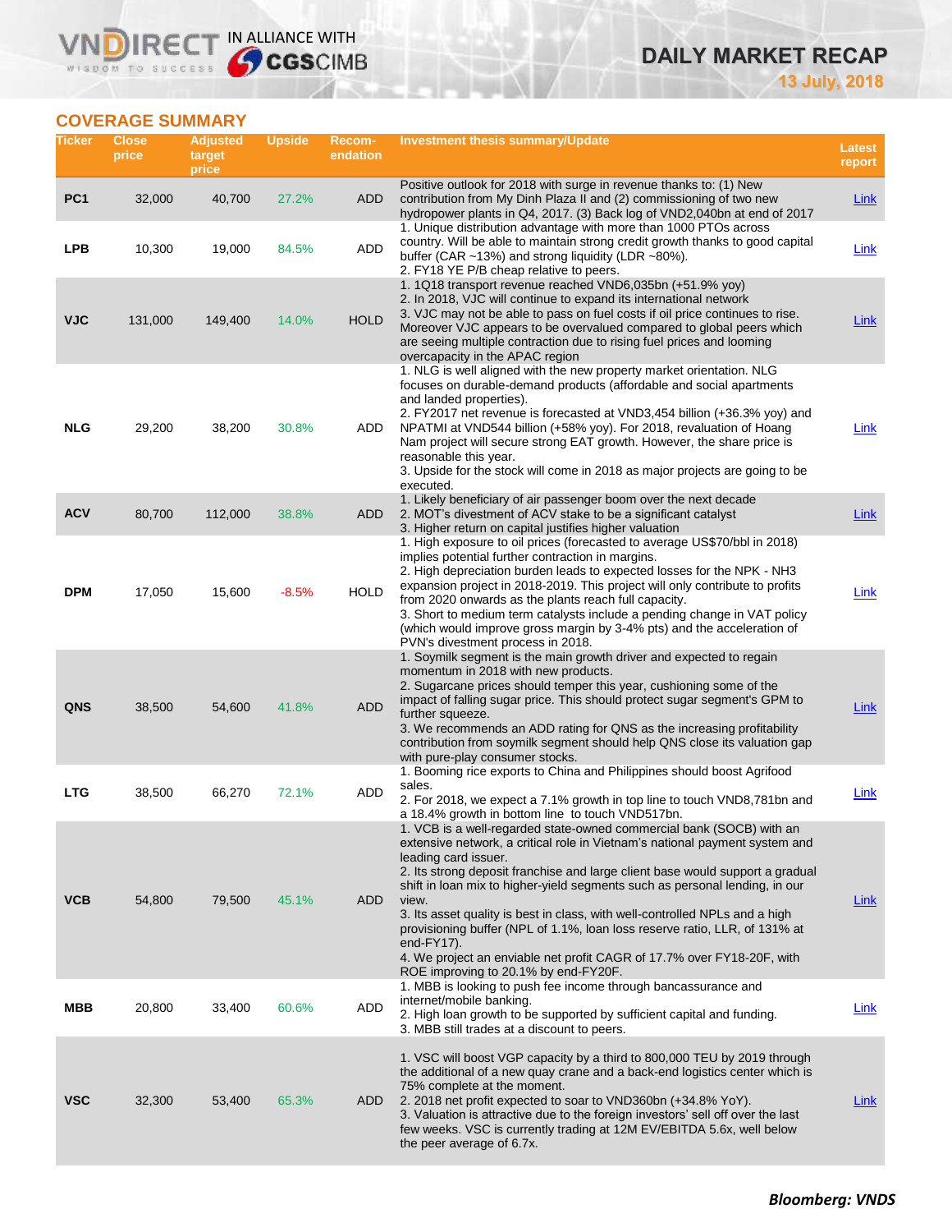## COVERAGE SUMMARY

| Ticker | Close price | Adjusted target price | Upside | Recom-endation | Investment thesis summary/Update | Latest report |
|---|---|---|---|---|---|---|
| **PC1** | 32,000 | 40,700 | 27.2% | ADD | Positive outlook for 2018 with surge in revenue thanks to: (1) New contribution from My Dinh Plaza II and (2) commissioning of two new hydropower plants in Q4, 2017. (3) Back log of VND2,040bn at end of 2017 | Link |
| **LPB** | 10,300 | 19,000 | 84.5% | ADD | 1. Unique distribution advantage with more than 1000 PTOs across country. Will be able to maintain strong credit growth thanks to good capital buffer (CAR ~13%) and strong liquidity (LDR ~80%).<br>2. FY18 YE P/B cheap relative to peers. | Link |
| **VJC** | 131,000 | 149,400 | 14.0% | HOLD | 1. 1Q18 transport revenue reached VND6,035bn (+51.9% yoy)<br>2. In 2018, VJC will continue to expand its international network<br>3. VJC may not be able to pass on fuel costs if oil price continues to rise. Moreover VJC appears to be overvalued compared to global peers which are seeing multiple contraction due to rising fuel prices and looming overcapacity in the APAC region | Link |
| **NLG** | 29,200 | 38,200 | 30.8% | ADD | 1. NLG is well aligned with the new property market orientation. NLG focuses on durable-demand products (affordable and social apartments and landed properties).<br>2. FY2017 net revenue is forecasted at VND3,454 billion (+36.3% yoy) and NPATMI at VND544 billion (+58% yoy). For 2018, revaluation of Hoang Nam project will secure strong EAT growth. However, the share price is reasonable this year.<br>3. Upside for the stock will come in 2018 as major projects are going to be executed. | Link |
| **ACV** | 80,700 | 112,000 | 38.8% | ADD | 1. Likely beneficiary of air passenger boom over the next decade<br>2. MOT's divestment of ACV stake to be a significant catalyst<br>3. Higher return on capital justifies higher valuation | Link |
| **DPM** | 17,050 | 15,600 | -8.5% | HOLD | 1. High exposure to oil prices (forecasted to average US$70/bbl in 2018) implies potential further contraction in margins.<br>2. High depreciation burden leads to expected losses for the NPK - NH3 expansion project in 2018-2019. This project will only contribute to profits from 2020 onwards as the plants reach full capacity.<br>3. Short to medium term catalysts include a pending change in VAT policy (which would improve gross margin by 3-4% pts) and the acceleration of PVN's divestment process in 2018. | Link |
| **QNS** | 38,500 | 54,600 | 41.8% | ADD | 1. Soymilk segment is the main growth driver and expected to regain momentum in 2018 with new products.<br>2. Sugarcane prices should temper this year, cushioning some of the impact of falling sugar price. This should protect sugar segment's GPM to further squeeze.<br>3. We recommends an ADD rating for QNS as the increasing profitability contribution from soymilk segment should help QNS close its valuation gap with pure-play consumer stocks. | Link |
| **LTG** | 38,500 | 66,270 | 72.1% | ADD | 1. Booming rice exports to China and Philippines should boost Agrifood sales.<br>2. For 2018, we expect a 7.1% growth in top line to touch VND8,781bn and a 18.4% growth in bottom line to touch VND517bn. | Link |
| **VCB** | 54,800 | 79,500 | 45.1% | ADD | 1. VCB is a well-regarded state-owned commercial bank (SOCB) with an extensive network, a critical role in Vietnam's national payment system and leading card issuer.<br>2. Its strong deposit franchise and large client base would support a gradual shift in loan mix to higher-yield segments such as personal lending, in our view.<br>3. Its asset quality is best in class, with well-controlled NPLs and a high provisioning buffer (NPL of 1.1%, loan loss reserve ratio, LLR, of 131% at end-FY17).<br>4. We project an enviable net profit CAGR of 17.7% over FY18-20F, with ROE improving to 20.1% by end-FY20F. | Link |
| **MBB** | 20,800 | 33,400 | 60.6% | ADD | 1. MBB is looking to push fee income through bancassurance and internet/mobile banking.<br>2. High loan growth to be supported by sufficient capital and funding.<br>3. MBB still trades at a discount to peers. | Link |
| **VSC** | 32,300 | 53,400 | 65.3% | ADD | 1. VSC will boost VGP capacity by a third to 800,000 TEU by 2019 through the additional of a new quay crane and a back-end logistics center which is 75% complete at the moment.<br>2. 2018 net profit expected to soar to VND360bn (+34.8% YoY).<br>3. Valuation is attractive due to the foreign investors' sell off over the last few weeks. VSC is currently trading at 12M EV/EBITDA 5.6x, well below the peer average of 6.7x. | Link |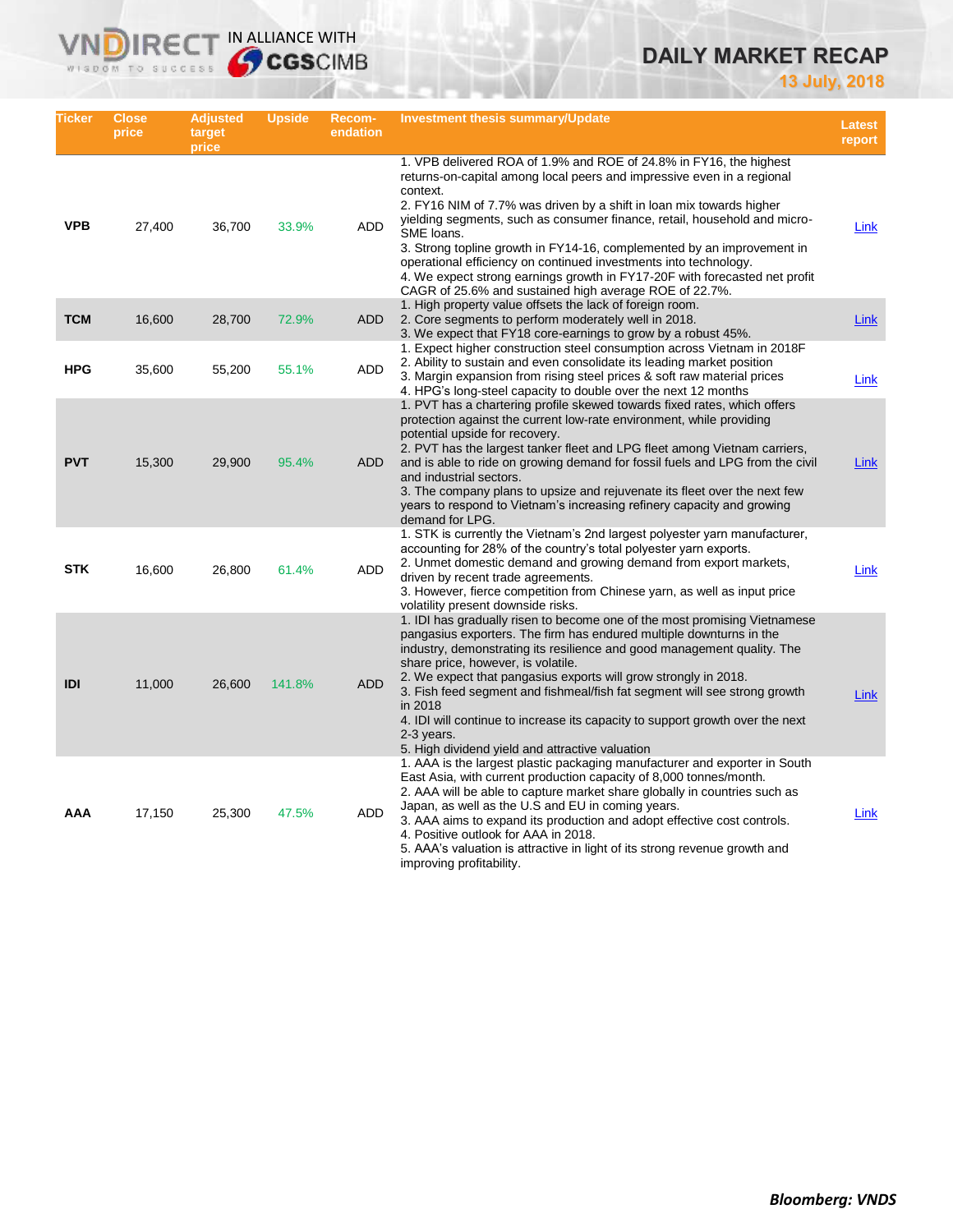| Ticker | Close price | Adjusted target price | Upside | Recom-endation | Investment thesis summary/Update | Latest report |
|---|---|---|---|---|---|---|
| VPB | 27,400 | 36,700 | 33.9% | ADD | 1. VPB delivered ROA of 1.9% and ROE of 24.8% in FY16, the highest returns-on-capital among local peers and impressive even in a regional context.<br>2. FY16 NIM of 7.7% was driven by a shift in loan mix towards higher yielding segments, such as consumer finance, retail, household and micro-SME loans.<br>3. Strong topline growth in FY14-16, complemented by an improvement in operational efficiency on continued investments into technology.<br>4. We expect strong earnings growth in FY17-20F with forecasted net profit CAGR of 25.6% and sustained high average ROE of 22.7%. | Link |
| TCM | 16,600 | 28,700 | 72.9% | ADD | 1. High property value offsets the lack of foreign room.<br>2. Core segments to perform moderately well in 2018.<br>3. We expect that FY18 core-earnings to grow by a robust 45%. | Link |
| HPG | 35,600 | 55,200 | 55.1% | ADD | 1. Expect higher construction steel consumption across Vietnam in 2018F<br>2. Ability to sustain and even consolidate its leading market position<br>3. Margin expansion from rising steel prices & soft raw material prices<br>4. HPG's long-steel capacity to double over the next 12 months | Link |
| PVT | 15,300 | 29,900 | 95.4% | ADD | 1. PVT has a chartering profile skewed towards fixed rates, which offers protection against the current low-rate environment, while providing potential upside for recovery.<br>2. PVT has the largest tanker fleet and LPG fleet among Vietnam carriers, and is able to ride on growing demand for fossil fuels and LPG from the civil and industrial sectors.<br>3. The company plans to upsize and rejuvenate its fleet over the next few years to respond to Vietnam's increasing refinery capacity and growing demand for LPG. | Link |
| STK | 16,600 | 26,800 | 61.4% | ADD | 1. STK is currently the Vietnam's 2nd largest polyester yarn manufacturer, accounting for 28% of the country's total polyester yarn exports.<br>2. Unmet domestic demand and growing demand from export markets, driven by recent trade agreements.<br>3. However, fierce competition from Chinese yarn, as well as input price volatility present downside risks. | Link |
| IDI | 11,000 | 26,600 | 141.8% | ADD | 1. IDI has gradually risen to become one of the most promising Vietnamese pangasius exporters. The firm has endured multiple downturns in the industry, demonstrating its resilience and good management quality. The share price, however, is volatile.<br>2. We expect that pangasius exports will grow strongly in 2018.<br>3. Fish feed segment and fishmeal/fish fat segment will see strong growth in 2018<br>4. IDI will continue to increase its capacity to support growth over the next 2-3 years.<br>5. High dividend yield and attractive valuation | Link |
| AAA | 17,150 | 25,300 | 47.5% | ADD | 1. AAA is the largest plastic packaging manufacturer and exporter in South East Asia, with current production capacity of 8,000 tonnes/month.<br>2. AAA will be able to capture market share globally in countries such as Japan, as well as the U.S and EU in coming years.<br>3. AAA aims to expand its production and adopt effective cost controls.<br>4. Positive outlook for AAA in 2018.<br>5. AAA's valuation is attractive in light of its strong revenue growth and improving profitability. | Link |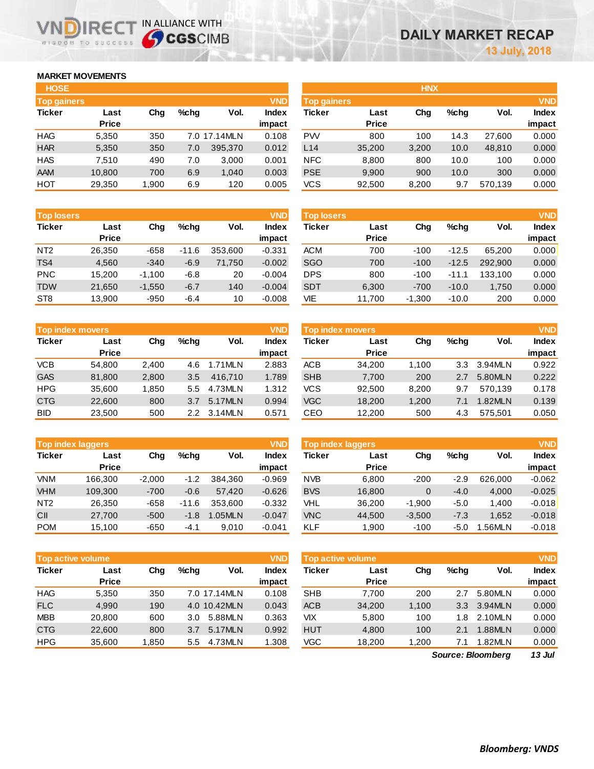# DAILY MARKET RECAP

13 July, 2018

## MARKET MOVEMENTS

### HOSE

| Top gainers | | | | | VND |
|---|---|---|---|---|---|
| Ticker | Last Price | Chg | %chg | Vol. | Index impact |
| HAG | 5,350 | 350 | 7.0 | 17.14MLN | 0.108 |
| HAR | 5,350 | 350 | 7.0 | 395,370 | 0.012 |
| HAS | 7,510 | 490 | 7.0 | 3,000 | 0.001 |
| AAM | 10,800 | 700 | 6.9 | 1,040 | 0.003 |
| HOT | 29,350 | 1,900 | 6.9 | 120 | 0.005 |

| Top losers | | | | | VND |
|---|---|---|---|---|---|
| Ticker | Last Price | Chg | %chg | Vol. | Index impact |
| NT2 | 26,350 | -658 | -11.6 | 353,600 | -0.331 |
| TS4 | 4,560 | -340 | -6.9 | 71,750 | -0.002 |
| PNC | 15,200 | -1,100 | -6.8 | 20 | -0.004 |
| TDW | 21,650 | -1,550 | -6.7 | 140 | -0.004 |
| ST8 | 13,900 | -950 | -6.4 | 10 | -0.008 |

| Top index movers | | | | | VND |
|---|---|---|---|---|---|
| Ticker | Last Price | Chg | %chg | Vol. | Index impact |
| VCB | 54,800 | 2,400 | 4.6 | 1.71MLN | 2.883 |
| GAS | 81,800 | 2,800 | 3.5 | 416,710 | 1.789 |
| HPG | 35,600 | 1,850 | 5.5 | 4.73MLN | 1.312 |
| CTG | 22,600 | 800 | 3.7 | 5.17MLN | 0.994 |
| BID | 23,500 | 500 | 2.2 | 3.14MLN | 0.571 |

| Top index laggers | | | | | VND |
|---|---|---|---|---|---|
| Ticker | Last Price | Chg | %chg | Vol. | Index impact |
| VNM | 166,300 | -2,000 | -1.2 | 384,360 | -0.969 |
| VHM | 109,300 | -700 | -0.6 | 57,420 | -0.626 |
| NT2 | 26,350 | -658 | -11.6 | 353,600 | -0.332 |
| CII | 27,700 | -500 | -1.8 | 1.05MLN | -0.047 |
| POM | 15,100 | -650 | -4.1 | 9,010 | -0.041 |

| Top active volume | | | | | VND |
|---|---|---|---|---|---|
| Ticker | Last Price | Chg | %chg | Vol. | Index impact |
| HAG | 5,350 | 350 | 7.0 | 17.14MLN | 0.108 |
| FLC | 4,990 | 190 | 4.0 | 10.42MLN | 0.043 |
| MBB | 20,800 | 600 | 3.0 | 5.88MLN | 0.363 |
| CTG | 22,600 | 800 | 3.7 | 5.17MLN | 0.992 |
| HPG | 35,600 | 1,850 | 5.5 | 4.73MLN | 1.308 |

### HNX

| Top gainers | | | | | VND |
|---|---|---|---|---|---|
| Ticker | Last Price | Chg | %chg | Vol. | Index impact |
| PVV | 800 | 100 | 14.3 | 27,600 | 0.000 |
| L14 | 35,200 | 3,200 | 10.0 | 48,810 | 0.000 |
| NFC | 8,800 | 800 | 10.0 | 100 | 0.000 |
| PSE | 9,900 | 900 | 10.0 | 300 | 0.000 |
| VCS | 92,500 | 8,200 | 9.7 | 570,139 | 0.000 |

| Top losers | | | | | VND |
|---|---|---|---|---|---|
| Ticker | Last Price | Chg | %chg | Vol. | Index impact |
| ACM | 700 | -100 | -12.5 | 65,200 | 0.000 |
| SGO | 700 | -100 | -12.5 | 292,900 | 0.000 |
| DPS | 800 | -100 | -11.1 | 133,100 | 0.000 |
| SDT | 6,300 | -700 | -10.0 | 1,750 | 0.000 |
| VIE | 11,700 | -1,300 | -10.0 | 200 | 0.000 |

| Top index movers | | | | | VND |
|---|---|---|---|---|---|
| Ticker | Last Price | Chg | %chg | Vol. | Index impact |
| ACB | 34,200 | 1,100 | 3.3 | 3.94MLN | 0.922 |
| SHB | 7,700 | 200 | 2.7 | 5.80MLN | 0.222 |
| VCS | 92,500 | 8,200 | 9.7 | 570,139 | 0.178 |
| VGC | 18,200 | 1,200 | 7.1 | 1.82MLN | 0.139 |
| CEO | 12,200 | 500 | 4.3 | 575,501 | 0.050 |

| Top index laggers | | | | | VND |
|---|---|---|---|---|---|
| Ticker | Last Price | Chg | %chg | Vol. | Index impact |
| NVB | 6,800 | -200 | -2.9 | 626,000 | -0.062 |
| BVS | 16,800 | 0 | -4.0 | 4,000 | -0.025 |
| VHL | 36,200 | -1,900 | -5.0 | 1,400 | -0.018 |
| VNC | 44,500 | -3,500 | -7.3 | 1,652 | -0.018 |
| KLF | 1,900 | -100 | -5.0 | 1.56MLN | -0.018 |

| Top active volume | | | | | VND |
|---|---|---|---|---|---|
| Ticker | Last Price | Chg | %chg | Vol. | Index impact |
| SHB | 7,700 | 200 | 2.7 | 5.80MLN | 0.000 |
| ACB | 34,200 | 1,100 | 3.3 | 3.94MLN | 0.000 |
| VIX | 5,800 | 100 | 1.8 | 2.10MLN | 0.000 |
| HUT | 4,800 | 100 | 2.1 | 1.88MLN | 0.000 |
| VGC | 18,200 | 1,200 | 7.1 | 1.82MLN | 0.000 |

*Source: Bloomberg* *13 Jul*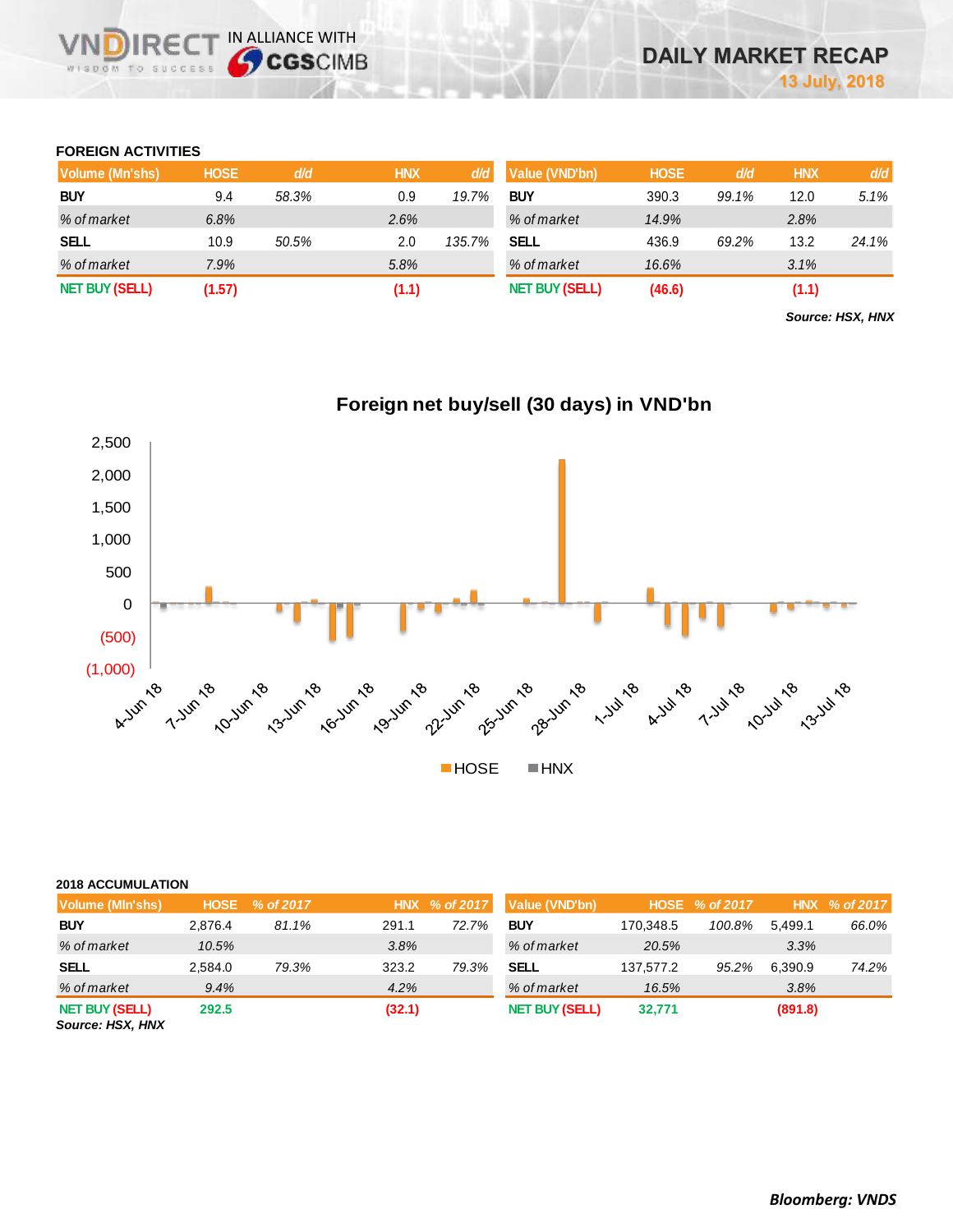# DAILY MARKET RECAP

**13 July, 2018**

## FOREIGN ACTIVITIES

| Volume (Mn'shs) | HOSE | d/d | HNX | d/d |
|---|---|---|---|---|
| **BUY** | 9.4 | *58.3%* | 0.9 | *19.7%* |
| *% of market* | *6.8%* | | *2.6%* | |
| **SELL** | 10.9 | *50.5%* | 2.0 | *135.7%* |
| *% of market* | *7.9%* | | *5.8%* | |
| **NET BUY (SELL)** | **(1.57)** | | **(1.1)** | |

| Value (VND'bn) | HOSE | d/d | HNX | d/d |
|---|---|---|---|---|
| **BUY** | 390.3 | *99.1%* | 12.0 | *5.1%* |
| *% of market* | *14.9%* | | *2.8%* | |
| **SELL** | 436.9 | *69.2%* | 13.2 | *24.1%* |
| *% of market* | *16.6%* | | *3.1%* | |
| **NET BUY (SELL)** | **(46.6)** | | **(1.1)** | |

***Source: HSX, HNX***

**Foreign net buy/sell (30 days) in VND'bn**

## 2018 ACCUMULATION

| Volume (Mln'shs) | HOSE | % of 2017 | HNX | % of 2017 |
|---|---|---|---|---|
| **BUY** | 2,876.4 | *81.1%* | 291.1 | *72.7%* |
| *% of market* | *10.5%* | | *3.8%* | |
| **SELL** | 2,584.0 | *79.3%* | 323.2 | *79.3%* |
| *% of market* | *9.4%* | | *4.2%* | |
| **NET BUY (SELL)** | **292.5** | | **(32.1)** | |

| Value (VND'bn) | HOSE | % of 2017 | HNX | % of 2017 |
|---|---|---|---|---|
| **BUY** | 170,348.5 | *100.8%* | 5,499.1 | *66.0%* |
| *% of market* | *20.5%* | | *3.3%* | |
| **SELL** | 137,577.2 | *95.2%* | 6,390.9 | *74.2%* |
| *% of market* | *16.5%* | | *3.8%* | |
| **NET BUY (SELL)** | **32,771** | | **(891.8)** | |

***Source: HSX, HNX***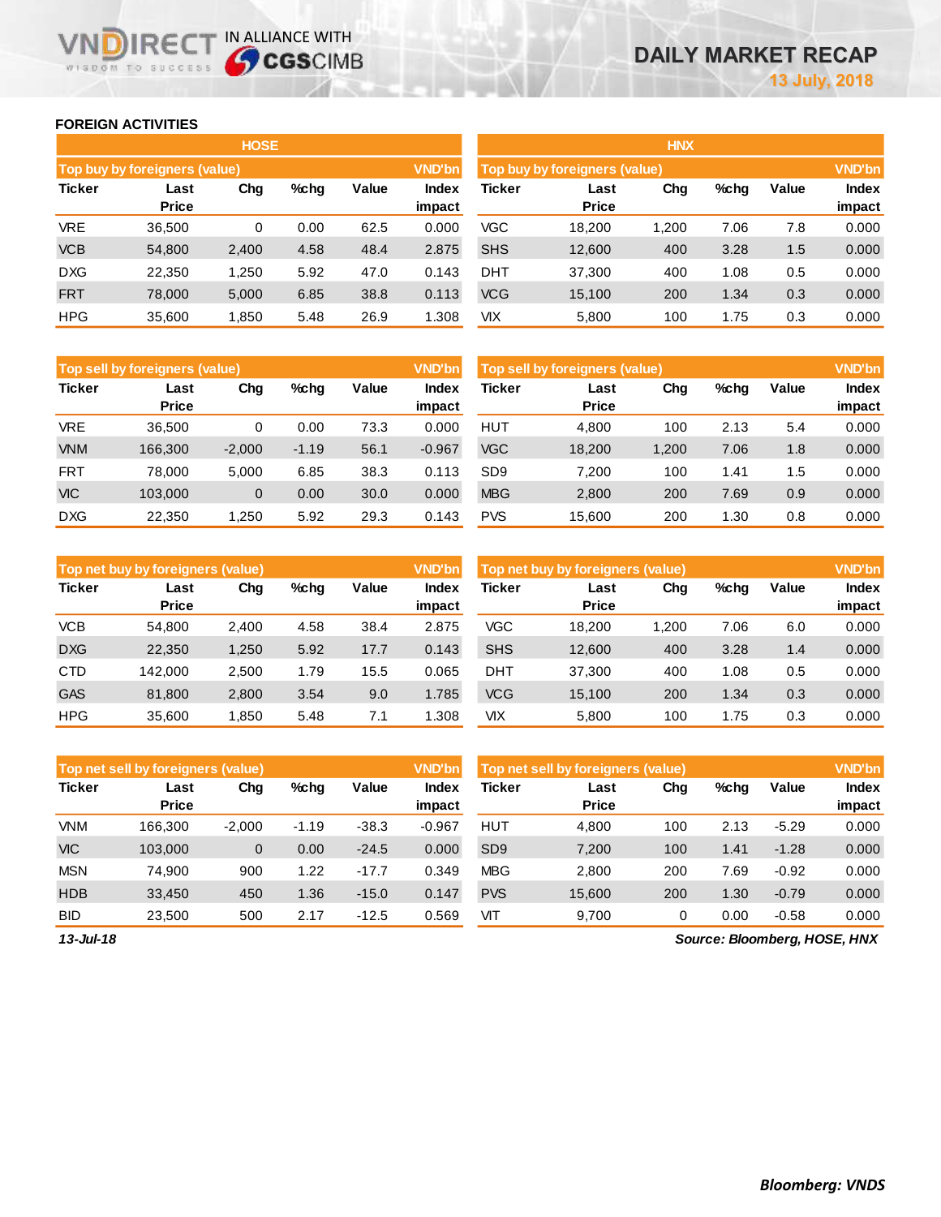## FOREIGN ACTIVITIES

### HOSE

| Top buy by foreigners (value) | | | | | VND'bn |
|---|---|---|---|---|---|
| Ticker | Last Price | Chg | %chg | Value | Index impact |
| VRE | 36,500 | 0 | 0.00 | 62.5 | 0.000 |
| VCB | 54,800 | 2,400 | 4.58 | 48.4 | 2.875 |
| DXG | 22,350 | 1,250 | 5.92 | 47.0 | 0.143 |
| FRT | 78,000 | 5,000 | 6.85 | 38.8 | 0.113 |
| HPG | 35,600 | 1,850 | 5.48 | 26.9 | 1.308 |

| Top sell by foreigners (value) | | | | | VND'bn |
|---|---|---|---|---|---|
| Ticker | Last Price | Chg | %chg | Value | Index impact |
| VRE | 36,500 | 0 | 0.00 | 73.3 | 0.000 |
| VNM | 166,300 | -2,000 | -1.19 | 56.1 | -0.967 |
| FRT | 78,000 | 5,000 | 6.85 | 38.3 | 0.113 |
| VIC | 103,000 | 0 | 0.00 | 30.0 | 0.000 |
| DXG | 22,350 | 1,250 | 5.92 | 29.3 | 0.143 |

| Top net buy by foreigners (value) | | | | | VND'bn |
|---|---|---|---|---|---|
| Ticker | Last Price | Chg | %chg | Value | Index impact |
| VCB | 54,800 | 2,400 | 4.58 | 38.4 | 2.875 |
| DXG | 22,350 | 1,250 | 5.92 | 17.7 | 0.143 |
| CTD | 142,000 | 2,500 | 1.79 | 15.5 | 0.065 |
| GAS | 81,800 | 2,800 | 3.54 | 9.0 | 1.785 |
| HPG | 35,600 | 1,850 | 5.48 | 7.1 | 1.308 |

| Top net sell by foreigners (value) | | | | | VND'bn |
|---|---|---|---|---|---|
| Ticker | Last Price | Chg | %chg | Value | Index impact |
| VNM | 166,300 | -2,000 | -1.19 | -38.3 | -0.967 |
| VIC | 103,000 | 0 | 0.00 | -24.5 | 0.000 |
| MSN | 74,900 | 900 | 1.22 | -17.7 | 0.349 |
| HDB | 33,450 | 450 | 1.36 | -15.0 | 0.147 |
| BID | 23,500 | 500 | 2.17 | -12.5 | 0.569 |

### HNX

| Top buy by foreigners (value) | | | | | VND'bn |
|---|---|---|---|---|---|
| Ticker | Last Price | Chg | %chg | Value | Index impact |
| VGC | 18,200 | 1,200 | 7.06 | 7.8 | 0.000 |
| SHS | 12,600 | 400 | 3.28 | 1.5 | 0.000 |
| DHT | 37,300 | 400 | 1.08 | 0.5 | 0.000 |
| VCG | 15,100 | 200 | 1.34 | 0.3 | 0.000 |
| VIX | 5,800 | 100 | 1.75 | 0.3 | 0.000 |

| Top sell by foreigners (value) | | | | | VND'bn |
|---|---|---|---|---|---|
| Ticker | Last Price | Chg | %chg | Value | Index impact |
| HUT | 4,800 | 100 | 2.13 | 5.4 | 0.000 |
| VGC | 18,200 | 1,200 | 7.06 | 1.8 | 0.000 |
| SD9 | 7,200 | 100 | 1.41 | 1.5 | 0.000 |
| MBG | 2,800 | 200 | 7.69 | 0.9 | 0.000 |
| PVS | 15,600 | 200 | 1.30 | 0.8 | 0.000 |

| Top net buy by foreigners (value) | | | | | VND'bn |
|---|---|---|---|---|---|
| Ticker | Last Price | Chg | %chg | Value | Index impact |
| VGC | 18,200 | 1,200 | 7.06 | 6.0 | 0.000 |
| SHS | 12,600 | 400 | 3.28 | 1.4 | 0.000 |
| DHT | 37,300 | 400 | 1.08 | 0.5 | 0.000 |
| VCG | 15,100 | 200 | 1.34 | 0.3 | 0.000 |
| VIX | 5,800 | 100 | 1.75 | 0.3 | 0.000 |

| Top net sell by foreigners (value) | | | | | VND'bn |
|---|---|---|---|---|---|
| Ticker | Last Price | Chg | %chg | Value | Index impact |
| HUT | 4,800 | 100 | 2.13 | -5.29 | 0.000 |
| SD9 | 7,200 | 100 | 1.41 | -1.28 | 0.000 |
| MBG | 2,800 | 200 | 7.69 | -0.92 | 0.000 |
| PVS | 15,600 | 200 | 1.30 | -0.79 | 0.000 |
| VIT | 9,700 | 0 | 0.00 | -0.58 | 0.000 |

*13-Jul-18*

*Source: Bloomberg, HOSE, HNX*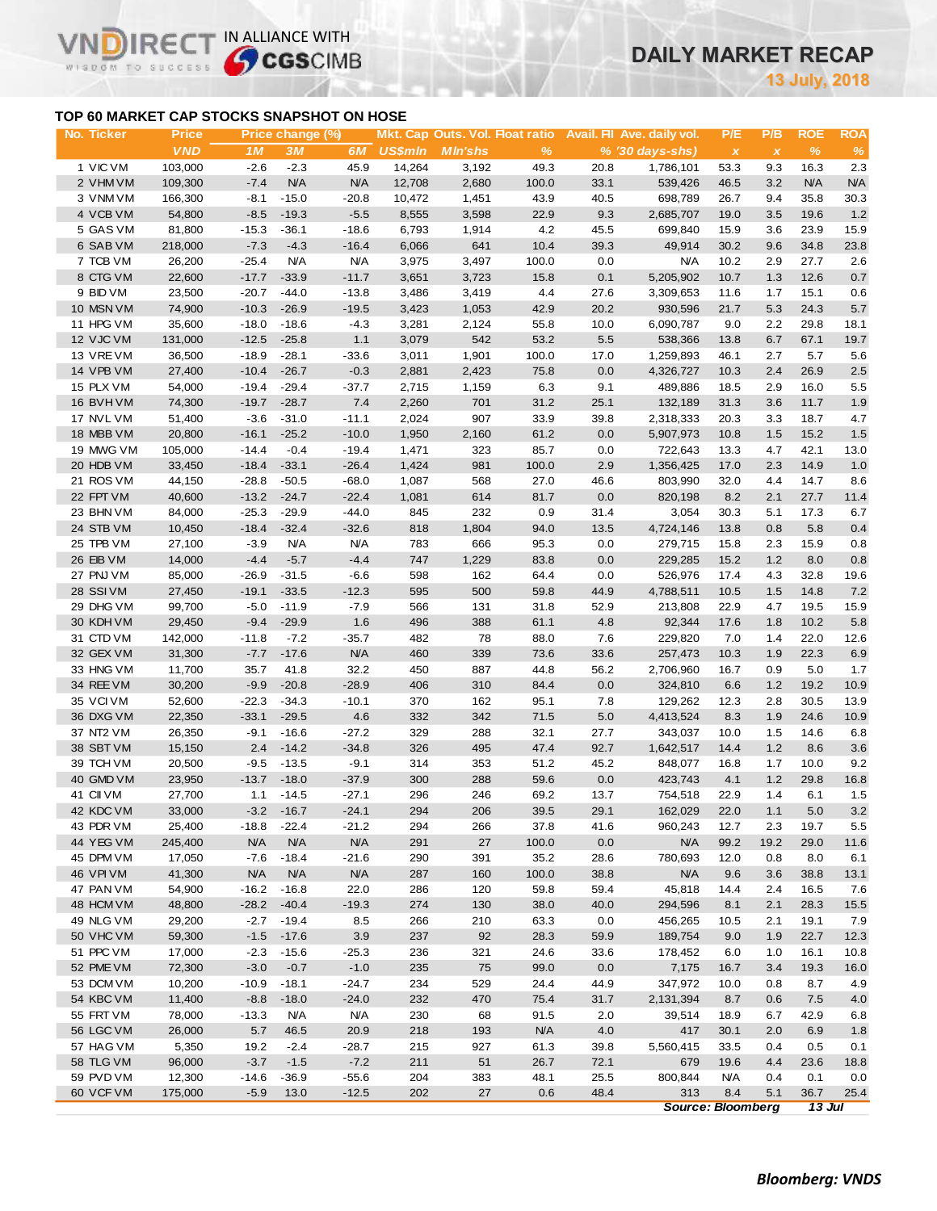# DAILY MARKET RECAP

**13 July, 2018**

## TOP 60 MARKET CAP STOCKS SNAPSHOT ON HOSE

| No. | Ticker | Price | Price change (%) | | | Mkt. Cap | Outs. Vol. | Float ratio | Avail. FII | Ave. daily vol. | P/E | P/B | ROE | ROA |
|---|---|---|---|---|---|---|---|---|---|---|---|---|---|---|
| | | VND | 1M | 3M | 6M | US$mln | Mln'shs | % | % | ('30 days-shs) | x | x | % | % |
| 1 | VIC VM | 103,000 | -2.6 | -2.3 | 45.9 | 14,264 | 3,192 | 49.3 | 20.8 | 1,786,101 | 53.3 | 9.3 | 16.3 | 2.3 |
| 2 | VHM VM | 109,300 | -7.4 | N/A | N/A | 12,708 | 2,680 | 100.0 | 33.1 | 539,426 | 46.5 | 3.2 | N/A | N/A |
| 3 | VNM VM | 166,300 | -8.1 | -15.0 | -20.8 | 10,472 | 1,451 | 43.9 | 40.5 | 698,789 | 26.7 | 9.4 | 35.8 | 30.3 |
| 4 | VCB VM | 54,800 | -8.5 | -19.3 | -5.5 | 8,555 | 3,598 | 22.9 | 9.3 | 2,685,707 | 19.0 | 3.5 | 19.6 | 1.2 |
| 5 | GAS VM | 81,800 | -15.3 | -36.1 | -18.6 | 6,793 | 1,914 | 4.2 | 45.5 | 699,840 | 15.9 | 3.6 | 23.9 | 15.9 |
| 6 | SAB VM | 218,000 | -7.3 | -4.3 | -16.4 | 6,066 | 641 | 10.4 | 39.3 | 49,914 | 30.2 | 9.6 | 34.8 | 23.8 |
| 7 | TCB VM | 26,200 | -25.4 | N/A | N/A | 3,975 | 3,497 | 100.0 | 0.0 | N/A | 10.2 | 2.9 | 27.7 | 2.6 |
| 8 | CTG VM | 22,600 | -17.7 | -33.9 | -11.7 | 3,651 | 3,723 | 15.8 | 0.1 | 5,205,902 | 10.7 | 1.3 | 12.6 | 0.7 |
| 9 | BID VM | 23,500 | -20.7 | -44.0 | -13.8 | 3,486 | 3,419 | 4.4 | 27.6 | 3,309,653 | 11.6 | 1.7 | 15.1 | 0.6 |
| 10 | MSN VM | 74,900 | -10.3 | -26.9 | -19.5 | 3,423 | 1,053 | 42.9 | 20.2 | 930,596 | 21.7 | 5.3 | 24.3 | 5.7 |
| 11 | HPG VM | 35,600 | -18.0 | -18.6 | -4.3 | 3,281 | 2,124 | 55.8 | 10.0 | 6,090,787 | 9.0 | 2.2 | 29.8 | 18.1 |
| 12 | VJC VM | 131,000 | -12.5 | -25.8 | 1.1 | 3,079 | 542 | 53.2 | 5.5 | 538,366 | 13.8 | 6.7 | 67.1 | 19.7 |
| 13 | VRE VM | 36,500 | -18.9 | -28.1 | -33.6 | 3,011 | 1,901 | 100.0 | 17.0 | 1,259,893 | 46.1 | 2.7 | 5.7 | 5.6 |
| 14 | VPB VM | 27,400 | -10.4 | -26.7 | -0.3 | 2,881 | 2,423 | 75.8 | 0.0 | 4,326,727 | 10.3 | 2.4 | 26.9 | 2.5 |
| 15 | PLX VM | 54,000 | -19.4 | -29.4 | -37.7 | 2,715 | 1,159 | 6.3 | 9.1 | 489,886 | 18.5 | 2.9 | 16.0 | 5.5 |
| 16 | BVH VM | 74,300 | -19.7 | -28.7 | 7.4 | 2,260 | 701 | 31.2 | 25.1 | 132,189 | 31.3 | 3.6 | 11.7 | 1.9 |
| 17 | NVL VM | 51,400 | -3.6 | -31.0 | -11.1 | 2,024 | 907 | 33.9 | 39.8 | 2,318,333 | 20.3 | 3.3 | 18.7 | 4.7 |
| 18 | MBB VM | 20,800 | -16.1 | -25.2 | -10.0 | 1,950 | 2,160 | 61.2 | 0.0 | 5,907,973 | 10.8 | 1.5 | 15.2 | 1.5 |
| 19 | MWG VM | 105,000 | -14.4 | -0.4 | -19.4 | 1,471 | 323 | 85.7 | 0.0 | 722,643 | 13.3 | 4.7 | 42.1 | 13.0 |
| 20 | HDB VM | 33,450 | -18.4 | -33.1 | -26.4 | 1,424 | 981 | 100.0 | 2.9 | 1,356,425 | 17.0 | 2.3 | 14.9 | 1.0 |
| 21 | ROS VM | 44,150 | -28.8 | -50.5 | -68.0 | 1,087 | 568 | 27.0 | 46.6 | 803,990 | 32.0 | 4.4 | 14.7 | 8.6 |
| 22 | FPT VM | 40,600 | -13.2 | -24.7 | -22.4 | 1,081 | 614 | 81.7 | 0.0 | 820,198 | 8.2 | 2.1 | 27.7 | 11.4 |
| 23 | BHN VM | 84,000 | -25.3 | -29.9 | -44.0 | 845 | 232 | 0.9 | 31.4 | 3,054 | 30.3 | 5.1 | 17.3 | 6.7 |
| 24 | STB VM | 10,450 | -18.4 | -32.4 | -32.6 | 818 | 1,804 | 94.0 | 13.5 | 4,724,146 | 13.8 | 0.8 | 5.8 | 0.4 |
| 25 | TPB VM | 27,100 | -3.9 | N/A | N/A | 783 | 666 | 95.3 | 0.0 | 279,715 | 15.8 | 2.3 | 15.9 | 0.8 |
| 26 | EIB VM | 14,000 | -4.4 | -5.7 | -4.4 | 747 | 1,229 | 83.8 | 0.0 | 229,285 | 15.2 | 1.2 | 8.0 | 0.8 |
| 27 | PNJ VM | 85,000 | -26.9 | -31.5 | -6.6 | 598 | 162 | 64.4 | 0.0 | 526,976 | 17.4 | 4.3 | 32.8 | 19.6 |
| 28 | SSI VM | 27,450 | -19.1 | -33.5 | -12.3 | 595 | 500 | 59.8 | 44.9 | 4,788,511 | 10.5 | 1.5 | 14.8 | 7.2 |
| 29 | DHG VM | 99,700 | -5.0 | -11.9 | -7.9 | 566 | 131 | 31.8 | 52.9 | 213,808 | 22.9 | 4.7 | 19.5 | 15.9 |
| 30 | KDH VM | 29,450 | -9.4 | -29.9 | 1.6 | 496 | 388 | 61.1 | 4.8 | 92,344 | 17.6 | 1.8 | 10.2 | 5.8 |
| 31 | CTD VM | 142,000 | -11.8 | -7.2 | -35.7 | 482 | 78 | 88.0 | 7.6 | 229,820 | 7.0 | 1.4 | 22.0 | 12.6 |
| 32 | GEX VM | 31,300 | -7.7 | -17.6 | N/A | 460 | 339 | 73.6 | 33.6 | 257,473 | 10.3 | 1.9 | 22.3 | 6.9 |
| 33 | HNG VM | 11,700 | 35.7 | 41.8 | 32.2 | 450 | 887 | 44.8 | 56.2 | 2,706,960 | 16.7 | 0.9 | 5.0 | 1.7 |
| 34 | REE VM | 30,200 | -9.9 | -20.8 | -28.9 | 406 | 310 | 84.4 | 0.0 | 324,810 | 6.6 | 1.2 | 19.2 | 10.9 |
| 35 | VCI VM | 52,600 | -22.3 | -34.3 | -10.1 | 370 | 162 | 95.1 | 7.8 | 129,262 | 12.3 | 2.8 | 30.5 | 13.9 |
| 36 | DXG VM | 22,350 | -33.1 | -29.5 | 4.6 | 332 | 342 | 71.5 | 5.0 | 4,413,524 | 8.3 | 1.9 | 24.6 | 10.9 |
| 37 | NT2 VM | 26,350 | -9.1 | -16.6 | -27.2 | 329 | 288 | 32.1 | 27.7 | 343,037 | 10.0 | 1.5 | 14.6 | 6.8 |
| 38 | SBT VM | 15,150 | 2.4 | -14.2 | -34.8 | 326 | 495 | 47.4 | 92.7 | 1,642,517 | 14.4 | 1.2 | 8.6 | 3.6 |
| 39 | TCH VM | 20,500 | -9.5 | -13.5 | -9.1 | 314 | 353 | 51.2 | 45.2 | 848,077 | 16.8 | 1.7 | 10.0 | 9.2 |
| 40 | GMD VM | 23,950 | -13.7 | -18.0 | -37.9 | 300 | 288 | 59.6 | 0.0 | 423,743 | 4.1 | 1.2 | 29.8 | 16.8 |
| 41 | CII VM | 27,700 | 1.1 | -14.5 | -27.1 | 296 | 246 | 69.2 | 13.7 | 754,518 | 22.9 | 1.4 | 6.1 | 1.5 |
| 42 | KDC VM | 33,000 | -3.2 | -16.7 | -24.1 | 294 | 206 | 39.5 | 29.1 | 162,029 | 22.0 | 1.1 | 5.0 | 3.2 |
| 43 | PDR VM | 25,400 | -18.8 | -22.4 | -21.2 | 294 | 266 | 37.8 | 41.6 | 960,243 | 12.7 | 2.3 | 19.7 | 5.5 |
| 44 | YEG VM | 245,400 | N/A | N/A | N/A | 291 | 27 | 100.0 | 0.0 | N/A | 99.2 | 19.2 | 29.0 | 11.6 |
| 45 | DPM VM | 17,050 | -7.6 | -18.4 | -21.6 | 290 | 391 | 35.2 | 28.6 | 780,693 | 12.0 | 0.8 | 8.0 | 6.1 |
| 46 | VPI VM | 41,300 | N/A | N/A | N/A | 287 | 160 | 100.0 | 38.8 | N/A | 9.6 | 3.6 | 38.8 | 13.1 |
| 47 | PAN VM | 54,900 | -16.2 | -16.8 | 22.0 | 286 | 120 | 59.8 | 59.4 | 45,818 | 14.4 | 2.4 | 16.5 | 7.6 |
| 48 | HCM VM | 48,800 | -28.2 | -40.4 | -19.3 | 274 | 130 | 38.0 | 40.0 | 294,596 | 8.1 | 2.1 | 28.3 | 15.5 |
| 49 | NLG VM | 29,200 | -2.7 | -19.4 | 8.5 | 266 | 210 | 63.3 | 0.0 | 456,265 | 10.5 | 2.1 | 19.1 | 7.9 |
| 50 | VHC VM | 59,300 | -1.5 | -17.6 | 3.9 | 237 | 92 | 28.3 | 59.9 | 189,754 | 9.0 | 1.9 | 22.7 | 12.3 |
| 51 | PPC VM | 17,000 | -2.3 | -15.6 | -25.3 | 236 | 321 | 24.6 | 33.6 | 178,452 | 6.0 | 1.0 | 16.1 | 10.8 |
| 52 | PME VM | 72,300 | -3.0 | -0.7 | -1.0 | 235 | 75 | 99.0 | 0.0 | 7,175 | 16.7 | 3.4 | 19.3 | 16.0 |
| 53 | DCM VM | 10,200 | -10.9 | -18.1 | -24.7 | 234 | 529 | 24.4 | 44.9 | 347,972 | 10.0 | 0.8 | 8.7 | 4.9 |
| 54 | KBC VM | 11,400 | -8.8 | -18.0 | -24.0 | 232 | 470 | 75.4 | 31.7 | 2,131,394 | 8.7 | 0.6 | 7.5 | 4.0 |
| 55 | FRT VM | 78,000 | -13.3 | N/A | N/A | 230 | 68 | 91.5 | 2.0 | 39,514 | 18.9 | 6.7 | 42.9 | 6.8 |
| 56 | LGC VM | 26,000 | 5.7 | 46.5 | 20.9 | 218 | 193 | N/A | 4.0 | 417 | 30.1 | 2.0 | 6.9 | 1.8 |
| 57 | HAG VM | 5,350 | 19.2 | -2.4 | -28.7 | 215 | 927 | 61.3 | 39.8 | 5,560,415 | 33.5 | 0.4 | 0.5 | 0.1 |
| 58 | TLG VM | 96,000 | -3.7 | -1.5 | -7.2 | 211 | 51 | 26.7 | 72.1 | 679 | 19.6 | 4.4 | 23.6 | 18.8 |
| 59 | PVD VM | 12,300 | -14.6 | -36.9 | -55.6 | 204 | 383 | 48.1 | 25.5 | 800,844 | N/A | 0.4 | 0.1 | 0.0 |
| 60 | VCF VM | 175,000 | -5.9 | 13.0 | -12.5 | 202 | 27 | 0.6 | 48.4 | 313 | 8.4 | 5.1 | 36.7 | 25.4 |

*Source: Bloomberg* *13 Jul*

*Bloomberg: VNDS*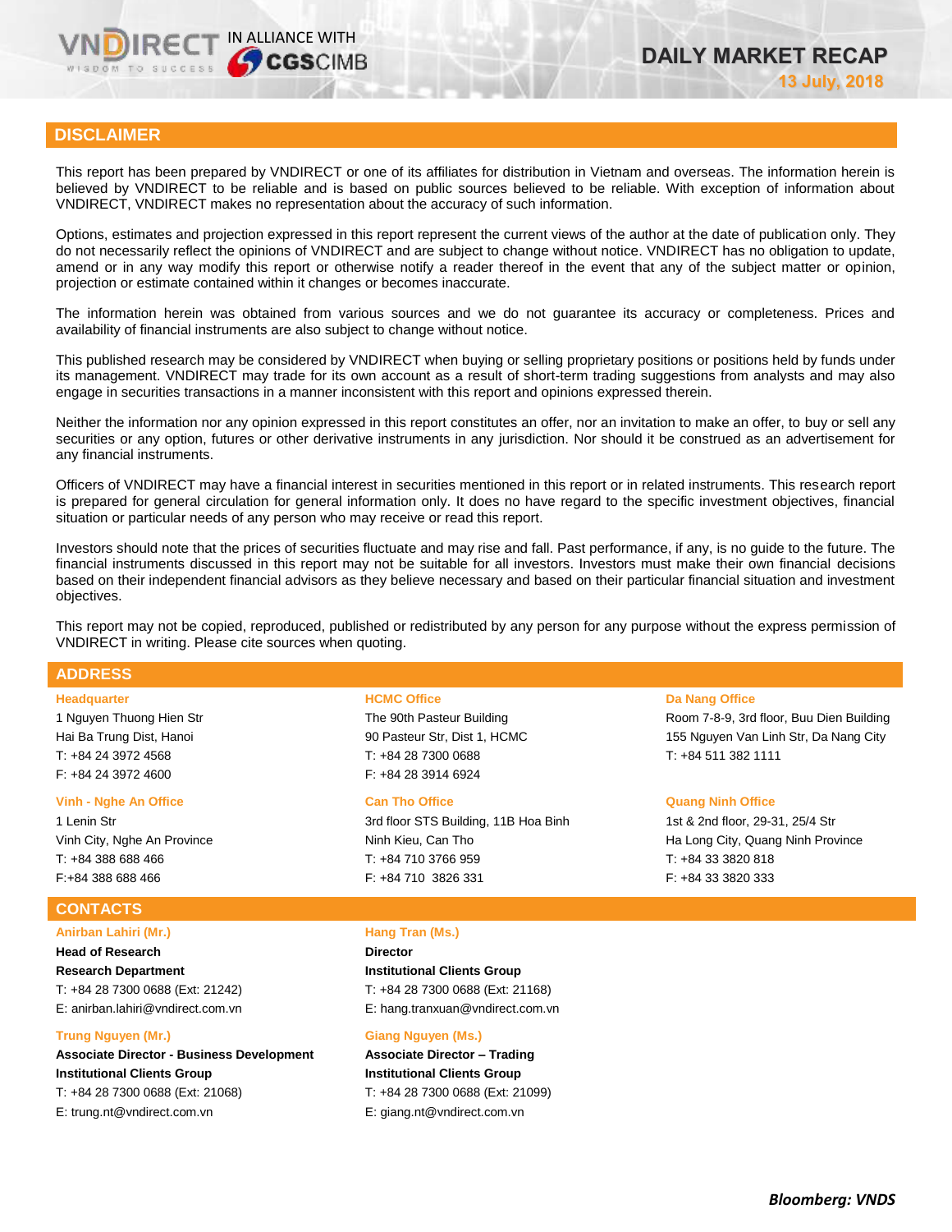## DISCLAIMER

This report has been prepared by VNDIRECT or one of its affiliates for distribution in Vietnam and overseas. The information herein is believed by VNDIRECT to be reliable and is based on public sources believed to be reliable. With exception of information about VNDIRECT, VNDIRECT makes no representation about the accuracy of such information.

Options, estimates and projection expressed in this report represent the current views of the author at the date of publication only. They do not necessarily reflect the opinions of VNDIRECT and are subject to change without notice. VNDIRECT has no obligation to update, amend or in any way modify this report or otherwise notify a reader thereof in the event that any of the subject matter or opinion, projection or estimate contained within it changes or becomes inaccurate.

The information herein was obtained from various sources and we do not guarantee its accuracy or completeness. Prices and availability of financial instruments are also subject to change without notice.

This published research may be considered by VNDIRECT when buying or selling proprietary positions or positions held by funds under its management. VNDIRECT may trade for its own account as a result of short-term trading suggestions from analysts and may also engage in securities transactions in a manner inconsistent with this report and opinions expressed therein.

Neither the information nor any opinion expressed in this report constitutes an offer, nor an invitation to make an offer, to buy or sell any securities or any option, futures or other derivative instruments in any jurisdiction. Nor should it be construed as an advertisement for any financial instruments.

Officers of VNDIRECT may have a financial interest in securities mentioned in this report or in related instruments. This research report is prepared for general circulation for general information only. It does no have regard to the specific investment objectives, financial situation or particular needs of any person who may receive or read this report.

Investors should note that the prices of securities fluctuate and may rise and fall. Past performance, if any, is no guide to the future. The financial instruments discussed in this report may not be suitable for all investors. Investors must make their own financial decisions based on their independent financial advisors as they believe necessary and based on their particular financial situation and investment objectives.

This report may not be copied, reproduced, published or redistributed by any person for any purpose without the express permission of VNDIRECT in writing. Please cite sources when quoting.

## ADDRESS

**Headquarter**
1 Nguyen Thuong Hien Str
Hai Ba Trung Dist, Hanoi
T: +84 24 3972 4568
F: +84 24 3972 4600

**HCMC Office**
The 90th Pasteur Building
90 Pasteur Str, Dist 1, HCMC
T: +84 28 7300 0688
F: +84 28 3914 6924

**Da Nang Office**
Room 7-8-9, 3rd floor, Buu Dien Building
155 Nguyen Van Linh Str, Da Nang City
T: +84 511 382 1111

**Vinh - Nghe An Office**
1 Lenin Str
Vinh City, Nghe An Province
T: +84 388 688 466
F:+84 388 688 466

**Can Tho Office**
3rd floor STS Building, 11B Hoa Binh
Ninh Kieu, Can Tho
T: +84 710 3766 959
F: +84 710 3826 331

**Quang Ninh Office**
1st & 2nd floor, 29-31, 25/4 Str
Ha Long City, Quang Ninh Province
T: +84 33 3820 818
F: +84 33 3820 333

## CONTACTS

**Anirban Lahiri (Mr.)**
**Head of Research**
**Research Department**
T: +84 28 7300 0688 (Ext: 21242)
E: anirban.lahiri@vndirect.com.vn

**Hang Tran (Ms.)**
**Director**
**Institutional Clients Group**
T: +84 28 7300 0688 (Ext: 21168)
E: hang.tranxuan@vndirect.com.vn

**Trung Nguyen (Mr.)**
**Associate Director - Business Development**
**Institutional Clients Group**
T: +84 28 7300 0688 (Ext: 21068)
E: trung.nt@vndirect.com.vn

**Giang Nguyen (Ms.)**
**Associate Director – Trading**
**Institutional Clients Group**
T: +84 28 7300 0688 (Ext: 21099)
E: giang.nt@vndirect.com.vn

***Bloomberg: VNDS***